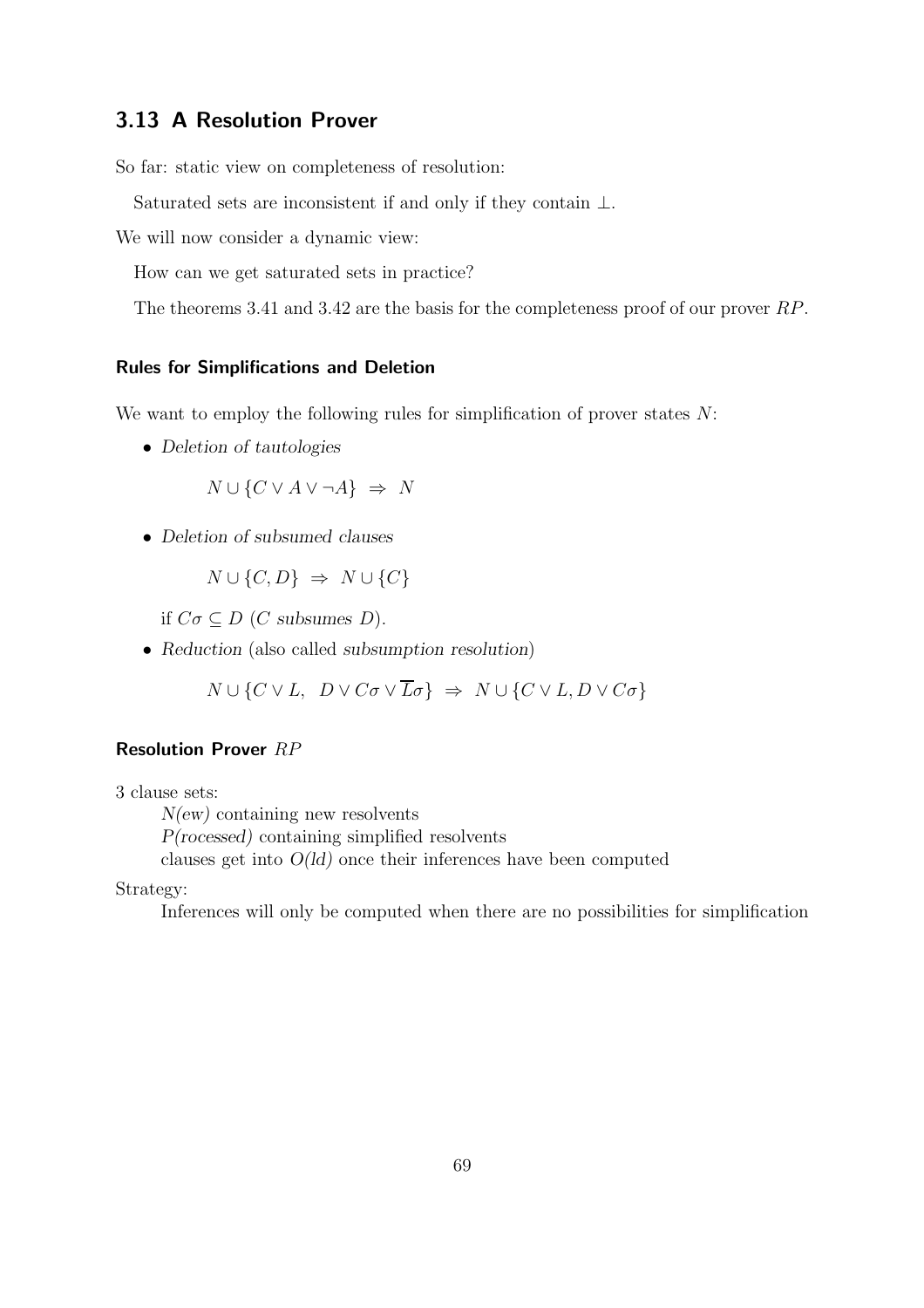## 3.13 A Resolution Prover

So far: static view on completeness of resolution:

Saturated sets are inconsistent if and only if they contain $\bot$.

We will now consider a dynamic view:

How can we get saturated sets in practice?

The theorems 3.41 and 3.42 are the basis for the completeness proof of our prover $RP$.

### Rules for Simplifications and Deletion

We want to employ the following rules for simplification of prover states $N$:

- *Deletion of tautologies*

  $N \cup \{C \vee A \vee \neg A\} \;\Rightarrow\; N$

- *Deletion of subsumed clauses*

  $N \cup \{C, D\} \;\Rightarrow\; N \cup \{C\}$

  if $C\sigma \subseteq D$ ($C$ *subsumes* $D$).

- *Reduction* (also called *subsumption resolution*)

  $N \cup \{C \vee L,\;\; D \vee C\sigma \vee \overline{L}\sigma\} \;\Rightarrow\; N \cup \{C \vee L, D \vee C\sigma\}$

### Resolution Prover $RP$

3 clause sets:

*N(ew)* containing new resolvents

*P(rocessed)* containing simplified resolvents

clauses get into *O(ld)* once their inferences have been computed

Strategy:

Inferences will only be computed when there are no possibilities for simplification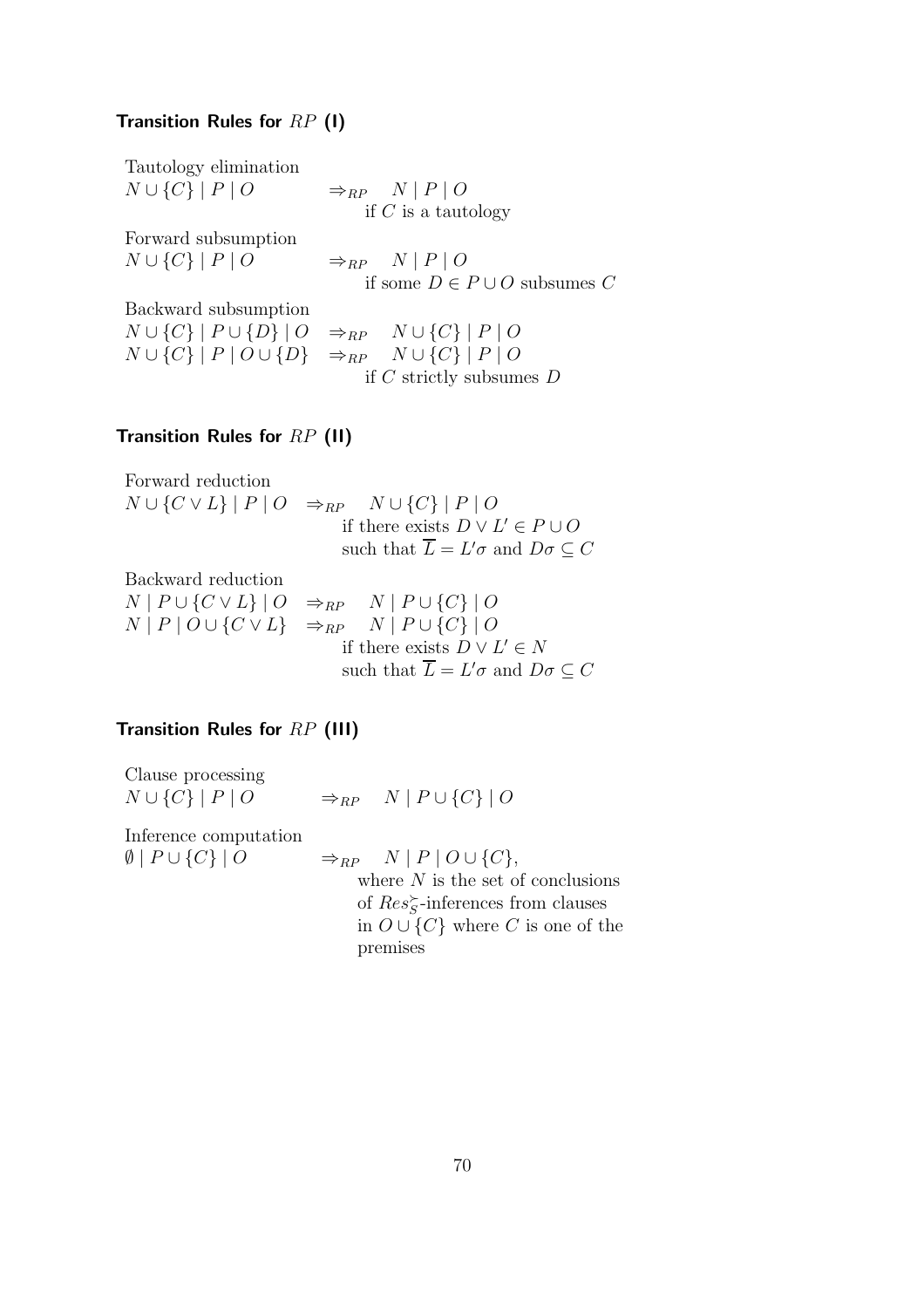## Transition Rules for $RP$ (I)

Tautology elimination

$$N \cup \{C\} \mid P \mid O \quad \Rightarrow_{RP} \quad N \mid P \mid O$$

if $C$ is a tautology

Forward subsumption

$$N \cup \{C\} \mid P \mid O \quad \Rightarrow_{RP} \quad N \mid P \mid O$$

if some $D \in P \cup O$ subsumes $C$

Backward subsumption

$$N \cup \{C\} \mid P \cup \{D\} \mid O \quad \Rightarrow_{RP} \quad N \cup \{C\} \mid P \mid O$$

$$N \cup \{C\} \mid P \mid O \cup \{D\} \quad \Rightarrow_{RP} \quad N \cup \{C\} \mid P \mid O$$

if $C$ strictly subsumes $D$

## Transition Rules for $RP$ (II)

Forward reduction

$$N \cup \{C \vee L\} \mid P \mid O \quad \Rightarrow_{RP} \quad N \cup \{C\} \mid P \mid O$$

if there exists $D \vee L' \in P \cup O$ such that $\overline{L} = L'\sigma$ and $D\sigma \subseteq C$

Backward reduction

$$N \mid P \cup \{C \vee L\} \mid O \quad \Rightarrow_{RP} \quad N \mid P \cup \{C\} \mid O$$

$$N \mid P \mid O \cup \{C \vee L\} \quad \Rightarrow_{RP} \quad N \mid P \cup \{C\} \mid O$$

if there exists $D \vee L' \in N$ such that $\overline{L} = L'\sigma$ and $D\sigma \subseteq C$

## Transition Rules for $RP$ (III)

Clause processing

$$N \cup \{C\} \mid P \mid O \quad \Rightarrow_{RP} \quad N \mid P \cup \{C\} \mid O$$

Inference computation

$$\emptyset \mid P \cup \{C\} \mid O \quad \Rightarrow_{RP} \quad N \mid P \mid O \cup \{C\},$$

where $N$ is the set of conclusions of $Res_S^{\succ}$-inferences from clauses in $O \cup \{C\}$ where $C$ is one of the premises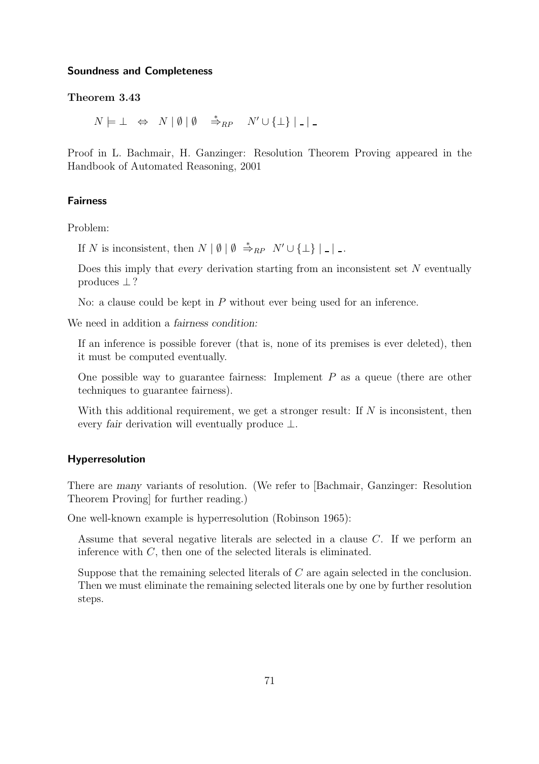### Soundness and Completeness

**Theorem 3.43**

$$N \models \bot \quad \Leftrightarrow \quad N \mid \emptyset \mid \emptyset \quad \overset{*}{\Rightarrow}_{RP} \quad N' \cup \{\bot\} \mid \_ \mid \_$$

Proof in L. Bachmair, H. Ganzinger: Resolution Theorem Proving appeared in the Handbook of Automated Reasoning, 2001

### Fairness

Problem:

If $N$ is inconsistent, then $N \mid \emptyset \mid \emptyset \overset{*}{\Rightarrow}_{RP} N' \cup \{\bot\} \mid \_ \mid \_$.

Does this imply that *every* derivation starting from an inconsistent set $N$ eventually produces $\bot$?

No: a clause could be kept in $P$ without ever being used for an inference.

We need in addition a *fairness condition:*

If an inference is possible forever (that is, none of its premises is ever deleted), then it must be computed eventually.

One possible way to guarantee fairness: Implement $P$ as a queue (there are other techniques to guarantee fairness).

With this additional requirement, we get a stronger result: If $N$ is inconsistent, then every *fair* derivation will eventually produce $\bot$.

### Hyperresolution

There are *many* variants of resolution. (We refer to [Bachmair, Ganzinger: Resolution Theorem Proving] for further reading.)

One well-known example is hyperresolution (Robinson 1965):

Assume that several negative literals are selected in a clause $C$. If we perform an inference with $C$, then one of the selected literals is eliminated.

Suppose that the remaining selected literals of $C$ are again selected in the conclusion. Then we must eliminate the remaining selected literals one by one by further resolution steps.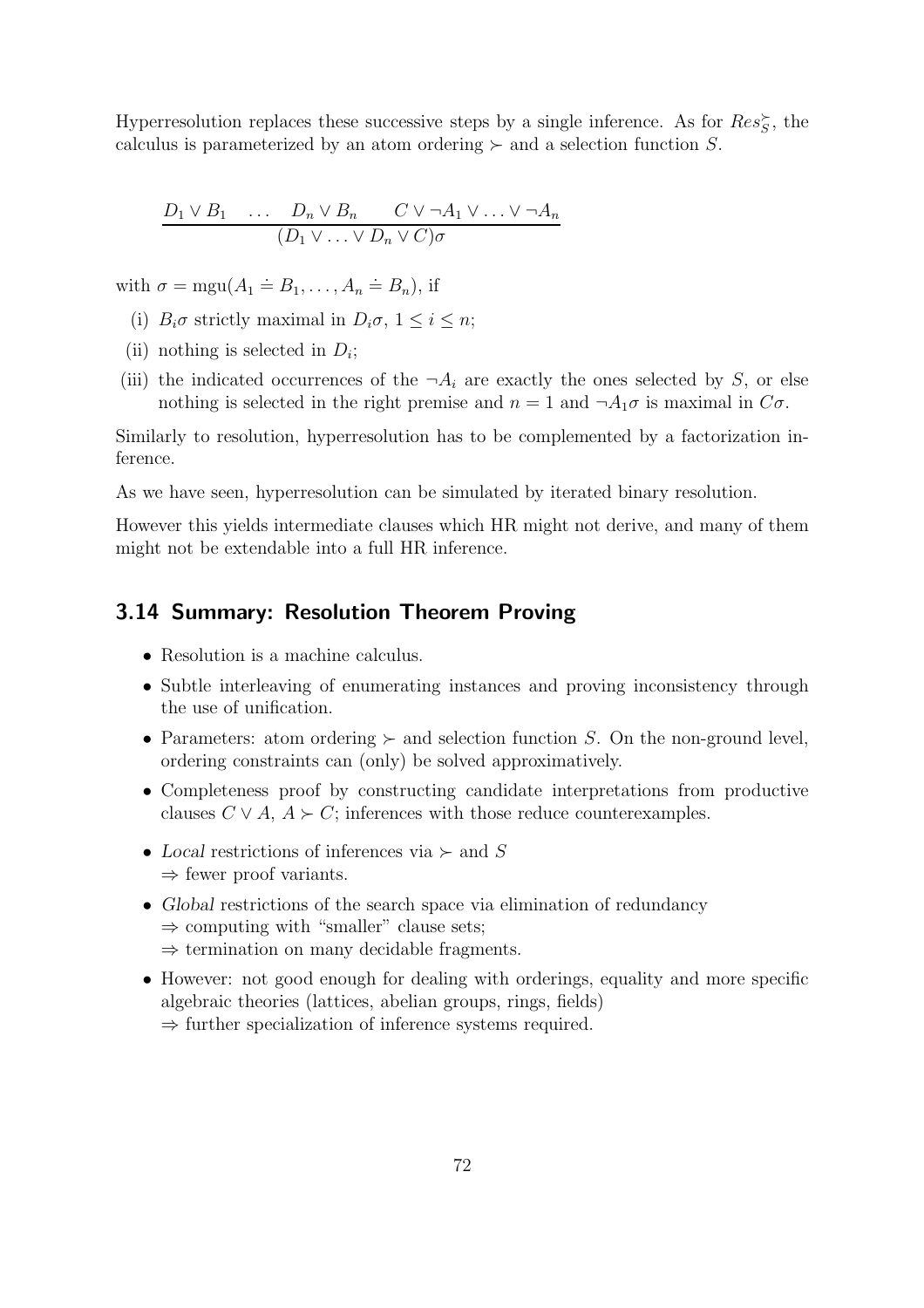Hyperresolution replaces these successive steps by a single inference. As for $Res_S^{\succ}$, the calculus is parameterized by an atom ordering $\succ$ and a selection function $S$.

$$\frac{D_1 \vee B_1 \quad \ldots \quad D_n \vee B_n \qquad C \vee \neg A_1 \vee \ldots \vee \neg A_n}{(D_1 \vee \ldots \vee D_n \vee C)\sigma}$$

with $\sigma = \text{mgu}(A_1 \doteq B_1, \ldots, A_n \doteq B_n)$, if

(i) $B_i\sigma$ strictly maximal in $D_i\sigma$, $1 \leq i \leq n$;

(ii) nothing is selected in $D_i$;

(iii) the indicated occurrences of the $\neg A_i$ are exactly the ones selected by $S$, or else nothing is selected in the right premise and $n = 1$ and $\neg A_1\sigma$ is maximal in $C\sigma$.

Similarly to resolution, hyperresolution has to be complemented by a factorization inference.

As we have seen, hyperresolution can be simulated by iterated binary resolution.

However this yields intermediate clauses which HR might not derive, and many of them might not be extendable into a full HR inference.

## 3.14 Summary: Resolution Theorem Proving

- Resolution is a machine calculus.
- Subtle interleaving of enumerating instances and proving inconsistency through the use of unification.
- Parameters: atom ordering $\succ$ and selection function $S$. On the non-ground level, ordering constraints can (only) be solved approximatively.
- Completeness proof by constructing candidate interpretations from productive clauses $C \vee A$, $A \succ C$; inferences with those reduce counterexamples.
- *Local* restrictions of inferences via $\succ$ and $S$
  $\Rightarrow$ fewer proof variants.
- *Global* restrictions of the search space via elimination of redundancy
  $\Rightarrow$ computing with "smaller" clause sets;
  $\Rightarrow$ termination on many decidable fragments.
- However: not good enough for dealing with orderings, equality and more specific algebraic theories (lattices, abelian groups, rings, fields)
  $\Rightarrow$ further specialization of inference systems required.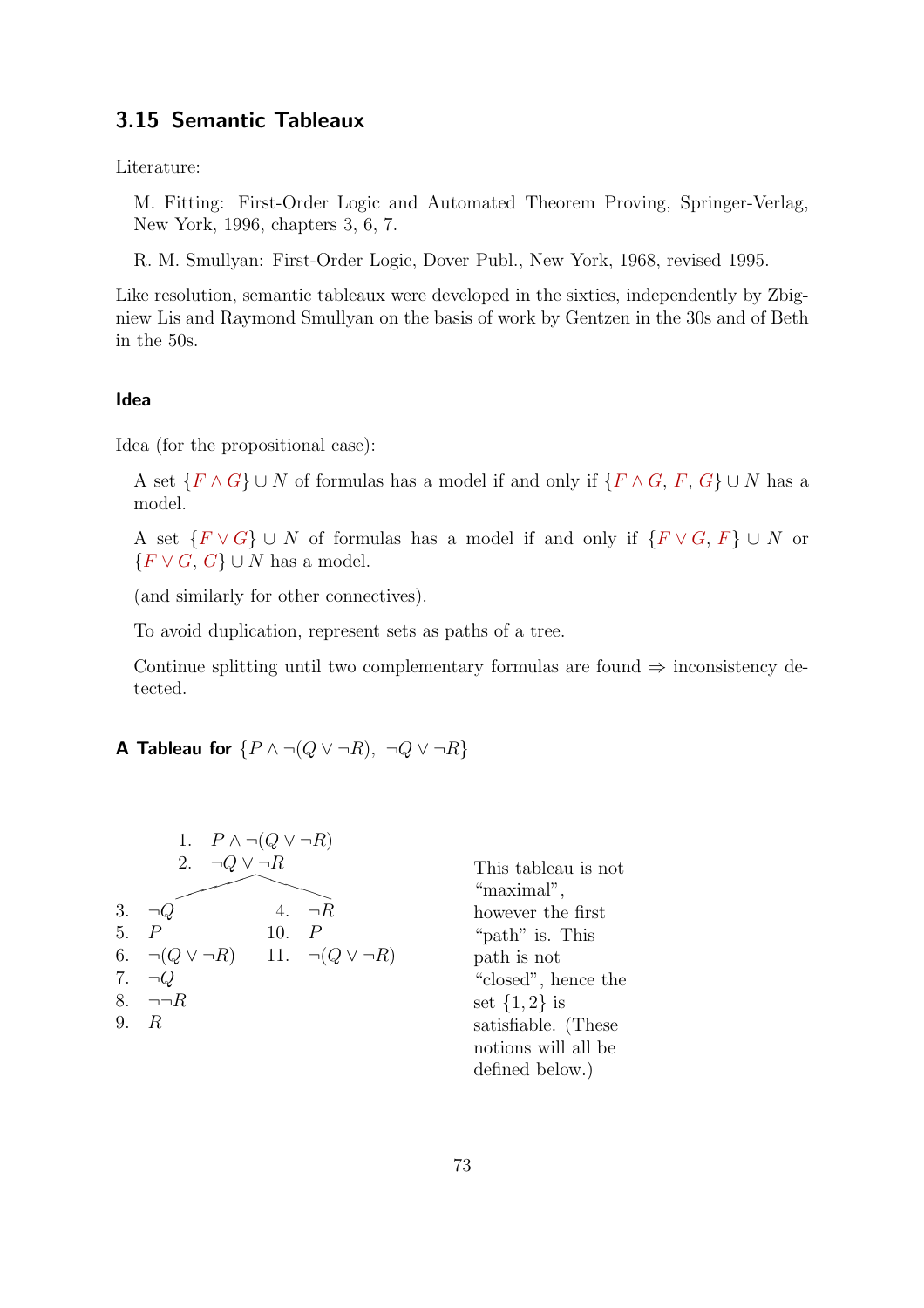## 3.15 Semantic Tableaux

Literature:

M. Fitting: First-Order Logic and Automated Theorem Proving, Springer-Verlag, New York, 1996, chapters 3, 6, 7.

R. M. Smullyan: First-Order Logic, Dover Publ., New York, 1968, revised 1995.

Like resolution, semantic tableaux were developed in the sixties, independently by Zbigniew Lis and Raymond Smullyan on the basis of work by Gentzen in the 30s and of Beth in the 50s.

### Idea

Idea (for the propositional case):

A set $\{F \wedge G\} \cup N$ of formulas has a model if and only if $\{F \wedge G,\ F,\ G\} \cup N$ has a model.

A set $\{F \vee G\} \cup N$ of formulas has a model if and only if $\{F \vee G,\ F\} \cup N$ or $\{F \vee G,\ G\} \cup N$ has a model.

(and similarly for other connectives).

To avoid duplication, represent sets as paths of a tree.

Continue splitting until two complementary formulas are found $\Rightarrow$ inconsistency detected.

### A Tableau for $\{P \wedge \neg(Q \vee \neg R),\ \neg Q \vee \neg R\}$

1. $P \wedge \neg(Q \vee \neg R)$
2. $\neg Q \vee \neg R$

| Left branch | Right branch |
|---|---|
| 3. $\neg Q$ | 4. $\neg R$ |
| 5. $P$ | 10. $P$ |
| 6. $\neg(Q \vee \neg R)$ | 11. $\neg(Q \vee \neg R)$ |
| 7. $\neg Q$ | |
| 8. $\neg\neg R$ | |
| 9. $R$ | |

This tableau is not "maximal", however the first "path" is. This path is not "closed", hence the set $\{1, 2\}$ is satisfiable. (These notions will all be defined below.)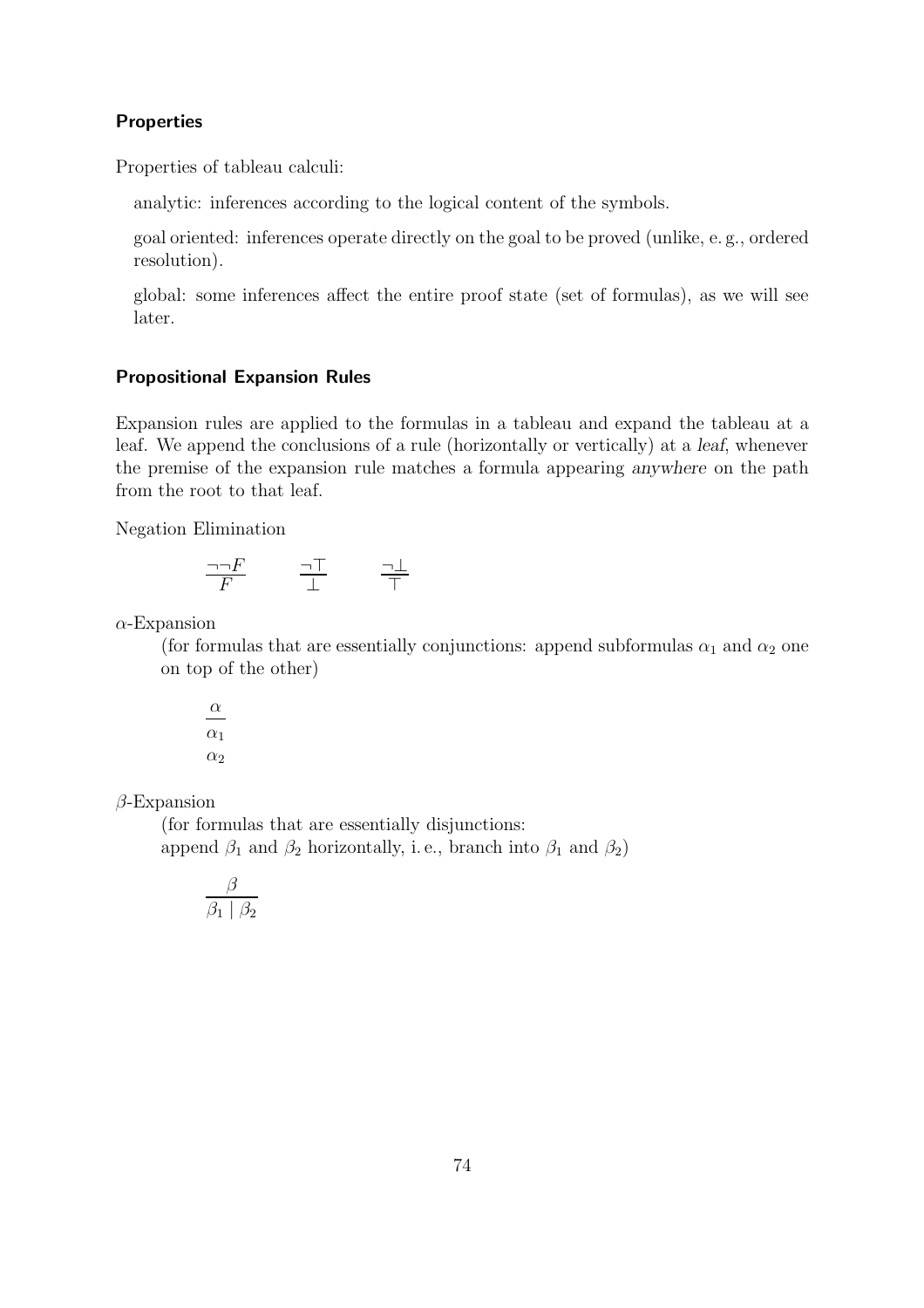### Properties

Properties of tableau calculi:

analytic: inferences according to the logical content of the symbols.

goal oriented: inferences operate directly on the goal to be proved (unlike, e. g., ordered resolution).

global: some inferences affect the entire proof state (set of formulas), as we will see later.

### Propositional Expansion Rules

Expansion rules are applied to the formulas in a tableau and expand the tableau at a leaf. We append the conclusions of a rule (horizontally or vertically) at a *leaf*, whenever the premise of the expansion rule matches a formula appearing *anywhere* on the path from the root to that leaf.

Negation Elimination

$$\frac{\neg\neg F}{F} \qquad \frac{\neg\top}{\bot} \qquad \frac{\neg\bot}{\top}$$

$\alpha$-Expansion

(for formulas that are essentially conjunctions: append subformulas $\alpha_1$ and $\alpha_2$ one on top of the other)

$$\frac{\alpha}{\begin{array}{c}\alpha_1\\ \alpha_2\end{array}}$$

$\beta$-Expansion

(for formulas that are essentially disjunctions:
append $\beta_1$ and $\beta_2$ horizontally, i. e., branch into $\beta_1$ and $\beta_2$)

$$\frac{\beta}{\beta_1 \mid \beta_2}$$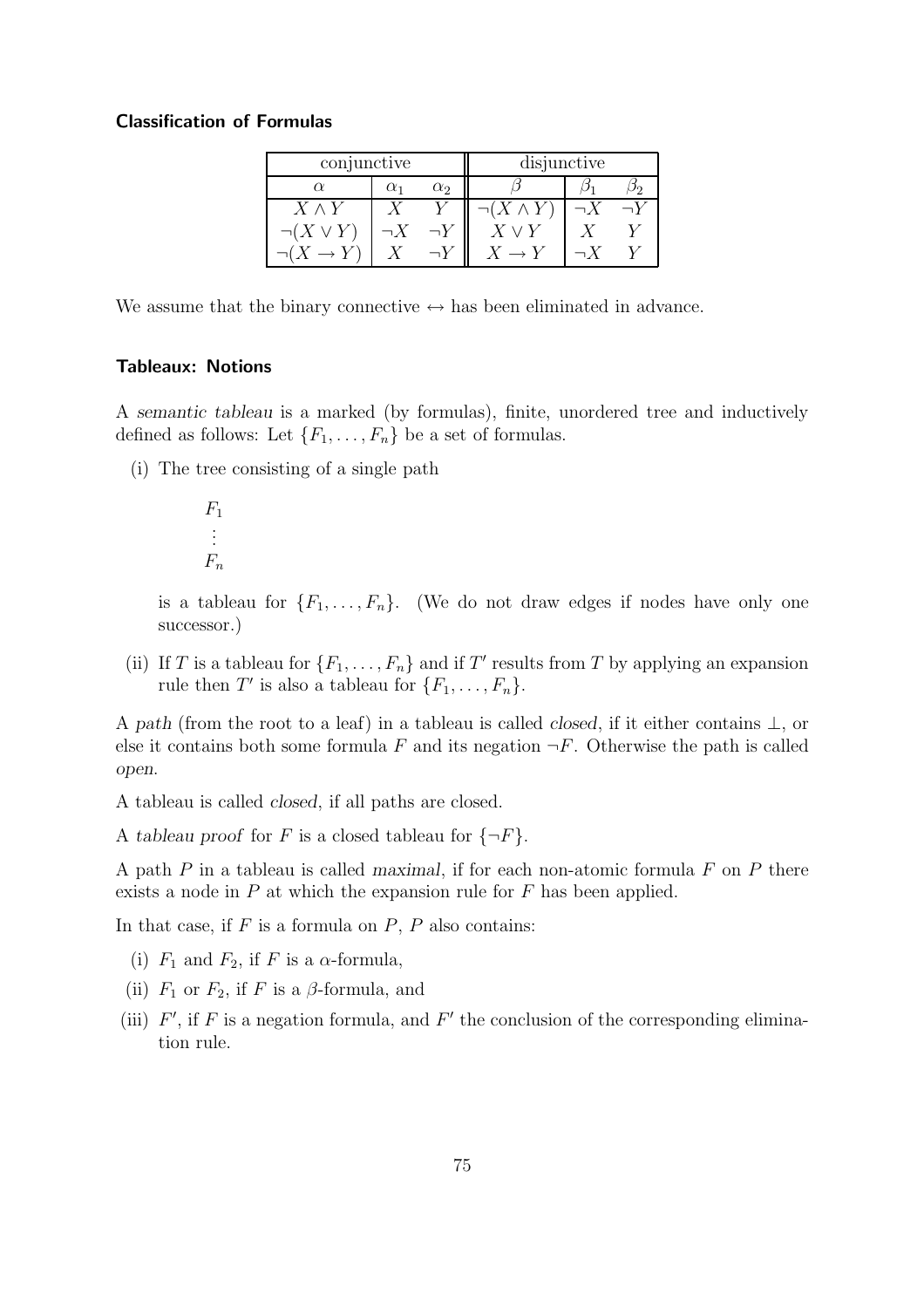### Classification of Formulas

| conjunctive | | | disjunctive | | |
|---|---|---|---|---|---|
| $\alpha$ | $\alpha_1$ | $\alpha_2$ | $\beta$ | $\beta_1$ | $\beta_2$ |
| $X \wedge Y$ | $X$ | $Y$ | $\neg(X \wedge Y)$ | $\neg X$ | $\neg Y$ |
| $\neg(X \vee Y)$ | $\neg X$ | $\neg Y$ | $X \vee Y$ | $X$ | $Y$ |
| $\neg(X \rightarrow Y)$ | $X$ | $\neg Y$ | $X \rightarrow Y$ | $\neg X$ | $Y$ |

We assume that the binary connective $\leftrightarrow$ has been eliminated in advance.

### Tableaux: Notions

A *semantic tableau* is a marked (by formulas), finite, unordered tree and inductively defined as follows: Let $\{F_1, \ldots, F_n\}$ be a set of formulas.

(i) The tree consisting of a single path

$$\begin{array}{l} F_1 \\ \vdots \\ F_n \end{array}$$

is a tableau for $\{F_1, \ldots, F_n\}$. (We do not draw edges if nodes have only one successor.)

(ii) If $T$ is a tableau for $\{F_1, \ldots, F_n\}$ and if $T'$ results from $T$ by applying an expansion rule then $T'$ is also a tableau for $\{F_1, \ldots, F_n\}$.

A *path* (from the root to a leaf) in a tableau is called *closed*, if it either contains $\bot$, or else it contains both some formula $F$ and its negation $\neg F$. Otherwise the path is called *open*.

A tableau is called *closed*, if all paths are closed.

A *tableau proof* for $F$ is a closed tableau for $\{\neg F\}$.

A path $P$ in a tableau is called *maximal*, if for each non-atomic formula $F$ on $P$ there exists a node in $P$ at which the expansion rule for $F$ has been applied.

In that case, if $F$ is a formula on $P$, $P$ also contains:

(i) $F_1$ and $F_2$, if $F$ is a $\alpha$-formula,

(ii) $F_1$ or $F_2$, if $F$ is a $\beta$-formula, and

(iii) $F'$, if $F$ is a negation formula, and $F'$ the conclusion of the corresponding elimination rule.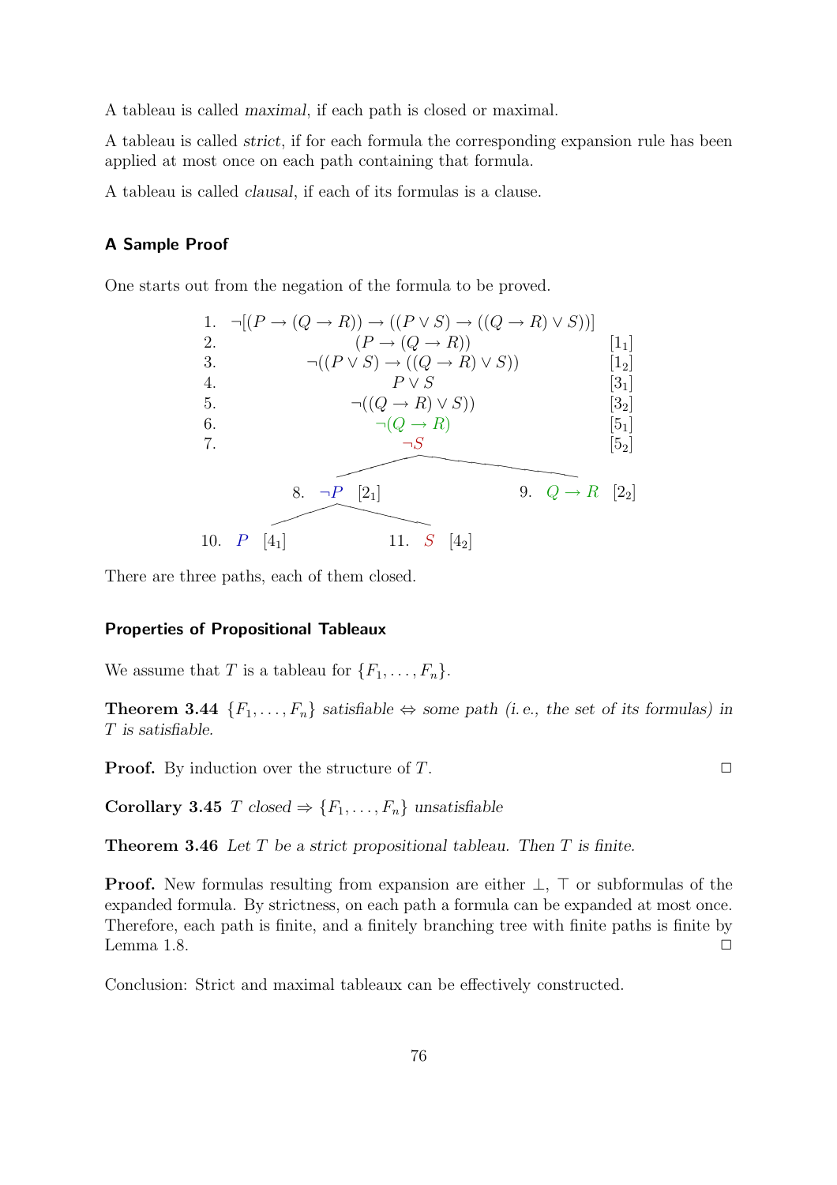A tableau is called *maximal*, if each path is closed or maximal.

A tableau is called *strict*, if for each formula the corresponding expansion rule has been applied at most once on each path containing that formula.

A tableau is called *clausal*, if each of its formulas is a clause.

### A Sample Proof

One starts out from the negation of the formula to be proved.

$$
\begin{array}{lcr}
1. & \neg[(P \rightarrow (Q \rightarrow R)) \rightarrow ((P \vee S) \rightarrow ((Q \rightarrow R) \vee S))] & \\
2. & (P \rightarrow (Q \rightarrow R)) & [1_1] \\
3. & \neg((P \vee S) \rightarrow ((Q \rightarrow R) \vee S)) & [1_2] \\
4. & P \vee S & [3_1] \\
5. & \neg((Q \rightarrow R) \vee S)) & [3_2] \\
6. & \neg(Q \rightarrow R) & [5_1] \\
7. & \neg S & [5_2]
\end{array}
$$

Branching after 7:

- 8. $\neg P$ $[2_1]$
  - 10. $P$ $[4_1]$
  - 11. $S$ $[4_2]$
- 9. $Q \rightarrow R$ $[2_2]$

There are three paths, each of them closed.

### Properties of Propositional Tableaux

We assume that $T$ is a tableau for $\{F_1, \ldots, F_n\}$.

**Theorem 3.44** *$\{F_1, \ldots, F_n\}$ satisfiable $\Leftrightarrow$ some path (i. e., the set of its formulas) in $T$ is satisfiable.*

**Proof.** By induction over the structure of $T$. □

**Corollary 3.45** *$T$ closed $\Rightarrow$ $\{F_1, \ldots, F_n\}$ unsatisfiable*

**Theorem 3.46** *Let $T$ be a strict propositional tableau. Then $T$ is finite.*

**Proof.** New formulas resulting from expansion are either $\bot$, $\top$ or subformulas of the expanded formula. By strictness, on each path a formula can be expanded at most once. Therefore, each path is finite, and a finitely branching tree with finite paths is finite by Lemma 1.8. □

Conclusion: Strict and maximal tableaux can be effectively constructed.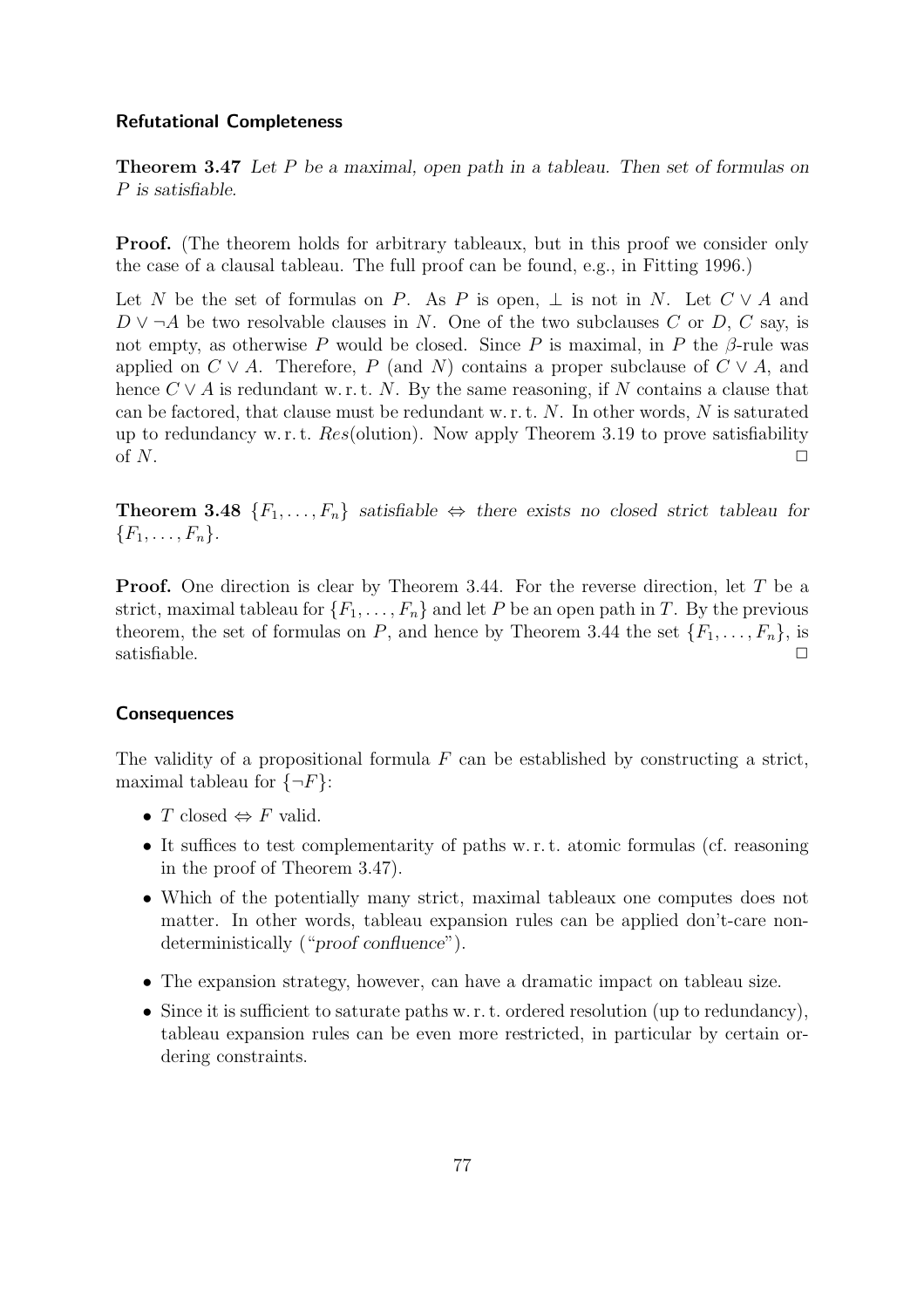### Refutational Completeness

**Theorem 3.47** *Let $P$ be a maximal, open path in a tableau. Then set of formulas on $P$ is satisfiable.*

**Proof.** (The theorem holds for arbitrary tableaux, but in this proof we consider only the case of a clausal tableau. The full proof can be found, e.g., in Fitting 1996.)

Let $N$ be the set of formulas on $P$. As $P$ is open, $\bot$ is not in $N$. Let $C \vee A$ and $D \vee \neg A$ be two resolvable clauses in $N$. One of the two subclauses $C$ or $D$, $C$ say, is not empty, as otherwise $P$ would be closed. Since $P$ is maximal, in $P$ the $\beta$-rule was applied on $C \vee A$. Therefore, $P$ (and $N$) contains a proper subclause of $C \vee A$, and hence $C \vee A$ is redundant w. r. t. $N$. By the same reasoning, if $N$ contains a clause that can be factored, that clause must be redundant w. r. t. $N$. In other words, $N$ is saturated up to redundancy w. r. t. $Res$(olution). Now apply Theorem 3.19 to prove satisfiability of $N$. ☐

**Theorem 3.48** *$\{F_1, \ldots, F_n\}$ satisfiable $\Leftrightarrow$ there exists no closed strict tableau for $\{F_1, \ldots, F_n\}$.*

**Proof.** One direction is clear by Theorem 3.44. For the reverse direction, let $T$ be a strict, maximal tableau for $\{F_1, \ldots, F_n\}$ and let $P$ be an open path in $T$. By the previous theorem, the set of formulas on $P$, and hence by Theorem 3.44 the set $\{F_1, \ldots, F_n\}$, is satisfiable. ☐

### Consequences

The validity of a propositional formula $F$ can be established by constructing a strict, maximal tableau for $\{\neg F\}$:

- $T$ closed $\Leftrightarrow$ $F$ valid.
- It suffices to test complementarity of paths w. r. t. atomic formulas (cf. reasoning in the proof of Theorem 3.47).
- Which of the potentially many strict, maximal tableaux one computes does not matter. In other words, tableau expansion rules can be applied don't-care non-deterministically ("*proof confluence*").
- The expansion strategy, however, can have a dramatic impact on tableau size.
- Since it is sufficient to saturate paths w. r. t. ordered resolution (up to redundancy), tableau expansion rules can be even more restricted, in particular by certain ordering constraints.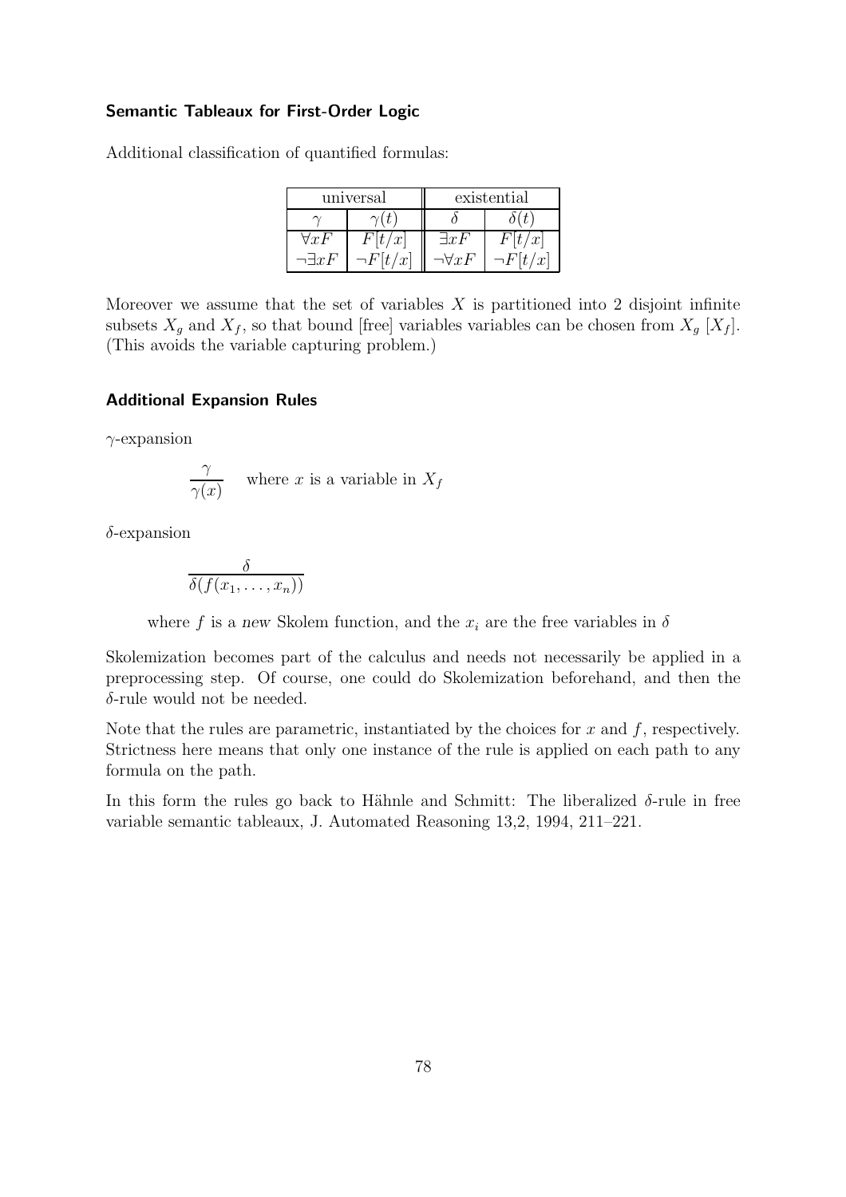### Semantic Tableaux for First-Order Logic

Additional classification of quantified formulas:

| universal | | existential | |
|---|---|---|---|
| $\gamma$ | $\gamma(t)$ | $\delta$ | $\delta(t)$ |
| $\forall xF$ | $F[t/x]$ | $\exists xF$ | $F[t/x]$ |
| $\neg\exists xF$ | $\neg F[t/x]$ | $\neg\forall xF$ | $\neg F[t/x]$ |

Moreover we assume that the set of variables $X$ is partitioned into 2 disjoint infinite subsets $X_g$ and $X_f$, so that bound [free] variables variables can be chosen from $X_g$ [$X_f$]. (This avoids the variable capturing problem.)

### Additional Expansion Rules

$\gamma$-expansion

$$\frac{\gamma}{\gamma(x)} \quad \text{where } x \text{ is a variable in } X_f$$

$\delta$-expansion

$$\frac{\delta}{\delta(f(x_1, \ldots, x_n))}$$

where $f$ is a *new* Skolem function, and the $x_i$ are the free variables in $\delta$

Skolemization becomes part of the calculus and needs not necessarily be applied in a preprocessing step. Of course, one could do Skolemization beforehand, and then the $\delta$-rule would not be needed.

Note that the rules are parametric, instantiated by the choices for $x$ and $f$, respectively. Strictness here means that only one instance of the rule is applied on each path to any formula on the path.

In this form the rules go back to Hähnle and Schmitt: The liberalized $\delta$-rule in free variable semantic tableaux, J. Automated Reasoning 13,2, 1994, 211–221.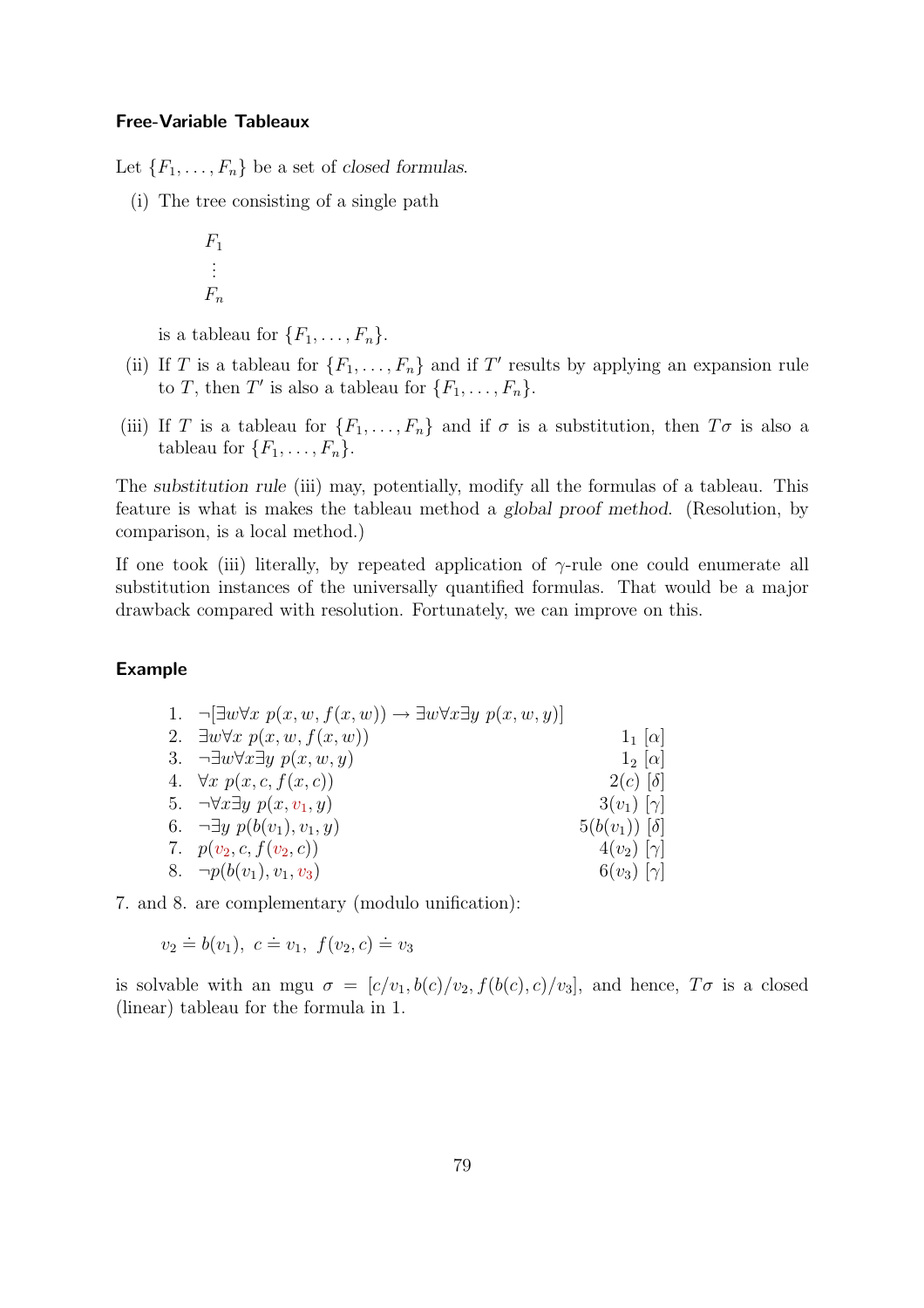### Free-Variable Tableaux

Let $\{F_1, \dots, F_n\}$ be a set of *closed formulas*.

(i) The tree consisting of a single path

$$\begin{array}{l} F_1 \\ \vdots \\ F_n \end{array}$$

is a tableau for $\{F_1, \dots, F_n\}$.

(ii) If $T$ is a tableau for $\{F_1, \dots, F_n\}$ and if $T'$ results by applying an expansion rule to $T$, then $T'$ is also a tableau for $\{F_1, \dots, F_n\}$.

(iii) If $T$ is a tableau for $\{F_1, \dots, F_n\}$ and if $\sigma$ is a substitution, then $T\sigma$ is also a tableau for $\{F_1, \dots, F_n\}$.

The *substitution rule* (iii) may, potentially, modify all the formulas of a tableau. This feature is what is makes the tableau method a *global proof method*. (Resolution, by comparison, is a local method.)

If one took (iii) literally, by repeated application of $\gamma$-rule one could enumerate all substitution instances of the universally quantified formulas. That would be a major drawback compared with resolution. Fortunately, we can improve on this.

### Example

| | | |
|---|---|---|
| 1. | $\neg[\exists w \forall x\, p(x, w, f(x, w)) \rightarrow \exists w \forall x \exists y\, p(x, w, y)]$ | |
| 2. | $\exists w \forall x\, p(x, w, f(x, w))$ | $1_1$ $[\alpha]$ |
| 3. | $\neg \exists w \forall x \exists y\, p(x, w, y)$ | $1_2$ $[\alpha]$ |
| 4. | $\forall x\, p(x, c, f(x, c))$ | $2(c)$ $[\delta]$ |
| 5. | $\neg \forall x \exists y\, p(x, v_1, y)$ | $3(v_1)$ $[\gamma]$ |
| 6. | $\neg \exists y\, p(b(v_1), v_1, y)$ | $5(b(v_1))$ $[\delta]$ |
| 7. | $p(v_2, c, f(v_2, c))$ | $4(v_2)$ $[\gamma]$ |
| 8. | $\neg p(b(v_1), v_1, v_3)$ | $6(v_3)$ $[\gamma]$ |

7. and 8. are complementary (modulo unification):

$$v_2 \doteq b(v_1),\ c \doteq v_1,\ f(v_2, c) \doteq v_3$$

is solvable with an mgu $\sigma = [c/v_1, b(c)/v_2, f(b(c), c)/v_3]$, and hence, $T\sigma$ is a closed (linear) tableau for the formula in 1.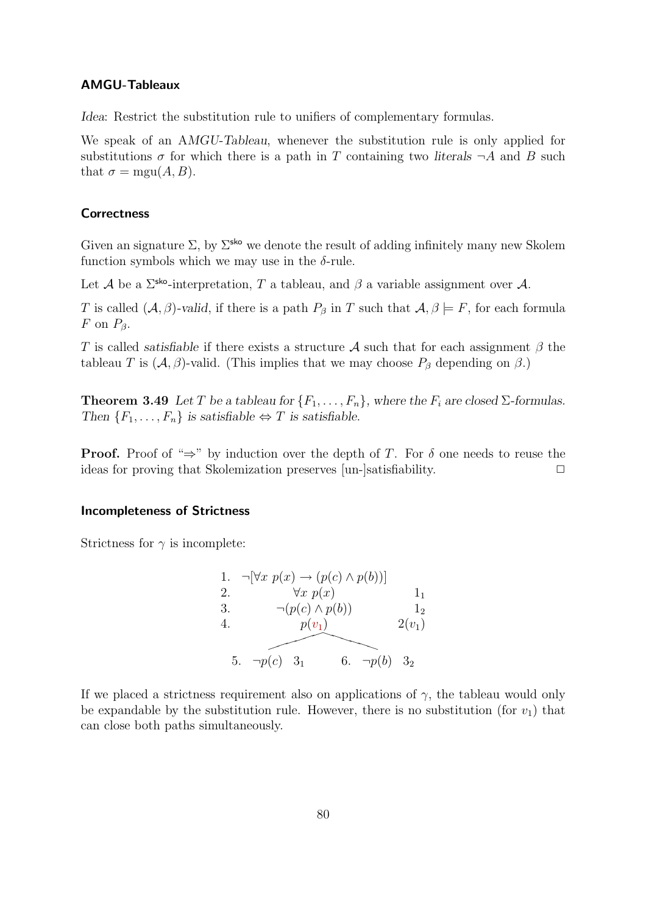### AMGU-Tableaux

*Idea*: Restrict the substitution rule to unifiers of complementary formulas.

We speak of an *AMGU-Tableau*, whenever the substitution rule is only applied for substitutions $\sigma$ for which there is a path in $T$ containing two *literals* $\neg A$ and $B$ such that $\sigma = \text{mgu}(A, B)$.

### Correctness

Given an signature $\Sigma$, by $\Sigma^{\mathsf{sko}}$ we denote the result of adding infinitely many new Skolem function symbols which we may use in the $\delta$-rule.

Let $\mathcal{A}$ be a $\Sigma^{\mathsf{sko}}$-interpretation, $T$ a tableau, and $\beta$ a variable assignment over $\mathcal{A}$.

$T$ is called $(\mathcal{A}, \beta)$-*valid*, if there is a path $P_\beta$ in $T$ such that $\mathcal{A}, \beta \models F$, for each formula $F$ on $P_\beta$.

$T$ is called *satisfiable* if there exists a structure $\mathcal{A}$ such that for each assignment $\beta$ the tableau $T$ is $(\mathcal{A}, \beta)$-valid. (This implies that we may choose $P_\beta$ depending on $\beta$.)

**Theorem 3.49** *Let $T$ be a tableau for $\{F_1, \ldots, F_n\}$, where the $F_i$ are closed $\Sigma$-formulas. Then $\{F_1, \ldots, F_n\}$ is satisfiable $\Leftrightarrow$ $T$ is satisfiable.*

**Proof.** Proof of "$\Rightarrow$" by induction over the depth of $T$. For $\delta$ one needs to reuse the ideas for proving that Skolemization preserves [un-]satisfiability. $\Box$

### Incompleteness of Strictness

Strictness for $\gamma$ is incomplete:

$$
\begin{array}{lcr}
1. & \neg[\forall x\; p(x) \rightarrow (p(c) \land p(b))] & \\
2. & \forall x\; p(x) & 1_1 \\
3. & \neg(p(c) \land p(b)) & 1_2 \\
4. & p(v_1) & 2(v_1) \\
\end{array}
$$

$$
5.\;\; \neg p(c) \;\; 3_1 \qquad\qquad 6.\;\; \neg p(b) \;\; 3_2
$$

If we placed a strictness requirement also on applications of $\gamma$, the tableau would only be expandable by the substitution rule. However, there is no substitution (for $v_1$) that can close both paths simultaneously.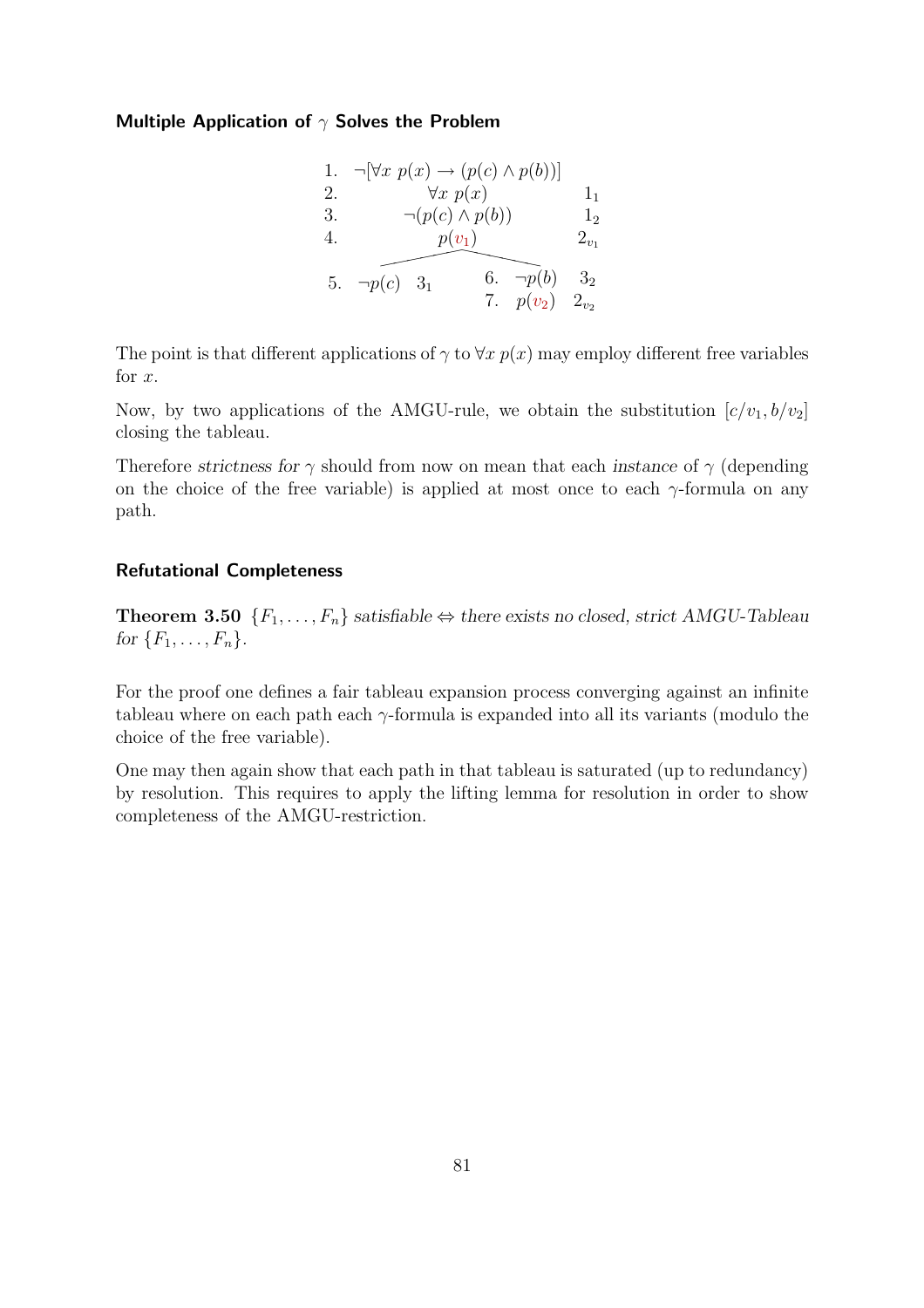### Multiple Application of $\gamma$ Solves the Problem

$$
\begin{array}{lll}
1. & \neg[\forall x\ p(x) \rightarrow (p(c) \land p(b))] & \\
2. & \forall x\ p(x) & 1_1 \\
3. & \neg(p(c) \land p(b)) & 1_2 \\
4. & p(v_1) & 2_{v_1}
\end{array}
$$

$$
\begin{array}{lll|lll}
5. & \neg p(c) & 3_1 & 6. & \neg p(b) & 3_2 \\
 & & & 7. & p(v_2) & 2_{v_2}
\end{array}
$$

The point is that different applications of $\gamma$ to $\forall x\ p(x)$ may employ different free variables for $x$.

Now, by two applications of the AMGU-rule, we obtain the substitution $[c/v_1, b/v_2]$ closing the tableau.

Therefore *strictness for $\gamma$* should from now on mean that each *instance* of $\gamma$ (depending on the choice of the free variable) is applied at most once to each $\gamma$-formula on any path.

### Refutational Completeness

**Theorem 3.50** *$\{F_1, \ldots, F_n\}$ satisfiable $\Leftrightarrow$ there exists no closed, strict AMGU-Tableau for $\{F_1, \ldots, F_n\}$.*

For the proof one defines a fair tableau expansion process converging against an infinite tableau where on each path each $\gamma$-formula is expanded into all its variants (modulo the choice of the free variable).

One may then again show that each path in that tableau is saturated (up to redundancy) by resolution. This requires to apply the lifting lemma for resolution in order to show completeness of the AMGU-restriction.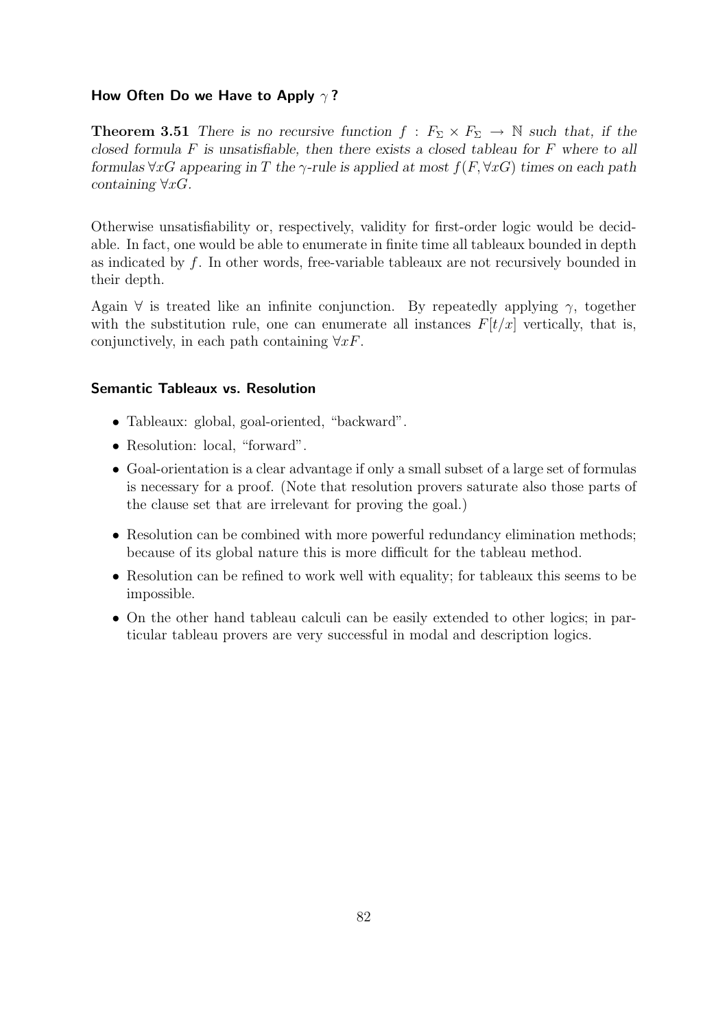### How Often Do we Have to Apply $\gamma$?

**Theorem 3.51** *There is no recursive function $f : F_\Sigma \times F_\Sigma \to \mathbb{N}$ such that, if the closed formula $F$ is unsatisfiable, then there exists a closed tableau for $F$ where to all formulas $\forall x G$ appearing in $T$ the $\gamma$-rule is applied at most $f(F, \forall x G)$ times on each path containing $\forall x G$.*

Otherwise unsatisfiability or, respectively, validity for first-order logic would be decidable. In fact, one would be able to enumerate in finite time all tableaux bounded in depth as indicated by $f$. In other words, free-variable tableaux are not recursively bounded in their depth.

Again $\forall$ is treated like an infinite conjunction. By repeatedly applying $\gamma$, together with the substitution rule, one can enumerate all instances $F[t/x]$ vertically, that is, conjunctively, in each path containing $\forall x F$.

### Semantic Tableaux vs. Resolution

- Tableaux: global, goal-oriented, "backward".
- Resolution: local, "forward".
- Goal-orientation is a clear advantage if only a small subset of a large set of formulas is necessary for a proof. (Note that resolution provers saturate also those parts of the clause set that are irrelevant for proving the goal.)
- Resolution can be combined with more powerful redundancy elimination methods; because of its global nature this is more difficult for the tableau method.
- Resolution can be refined to work well with equality; for tableaux this seems to be impossible.
- On the other hand tableau calculi can be easily extended to other logics; in particular tableau provers are very successful in modal and description logics.